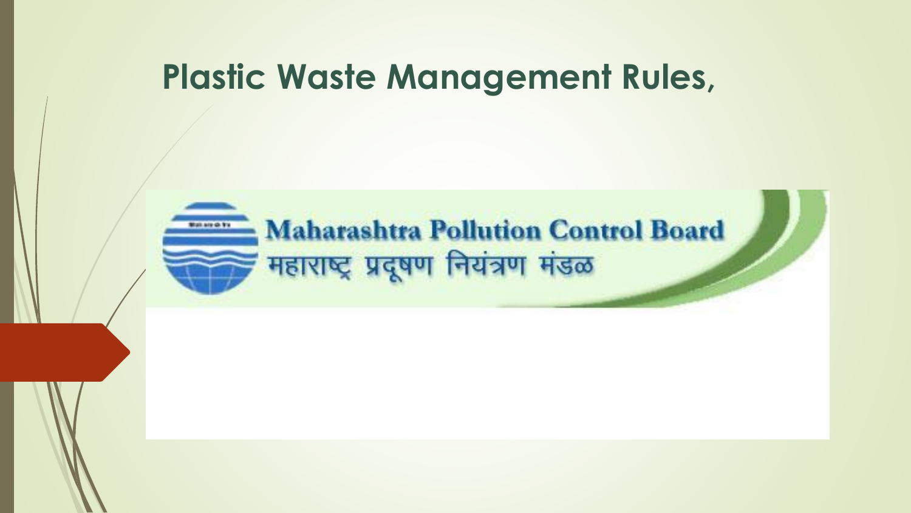# Plastic Waste Management Rules,

Maharashtra Pollution Control Board

महाराष्ट्र प्रदूषण नियंत्रण मंडळ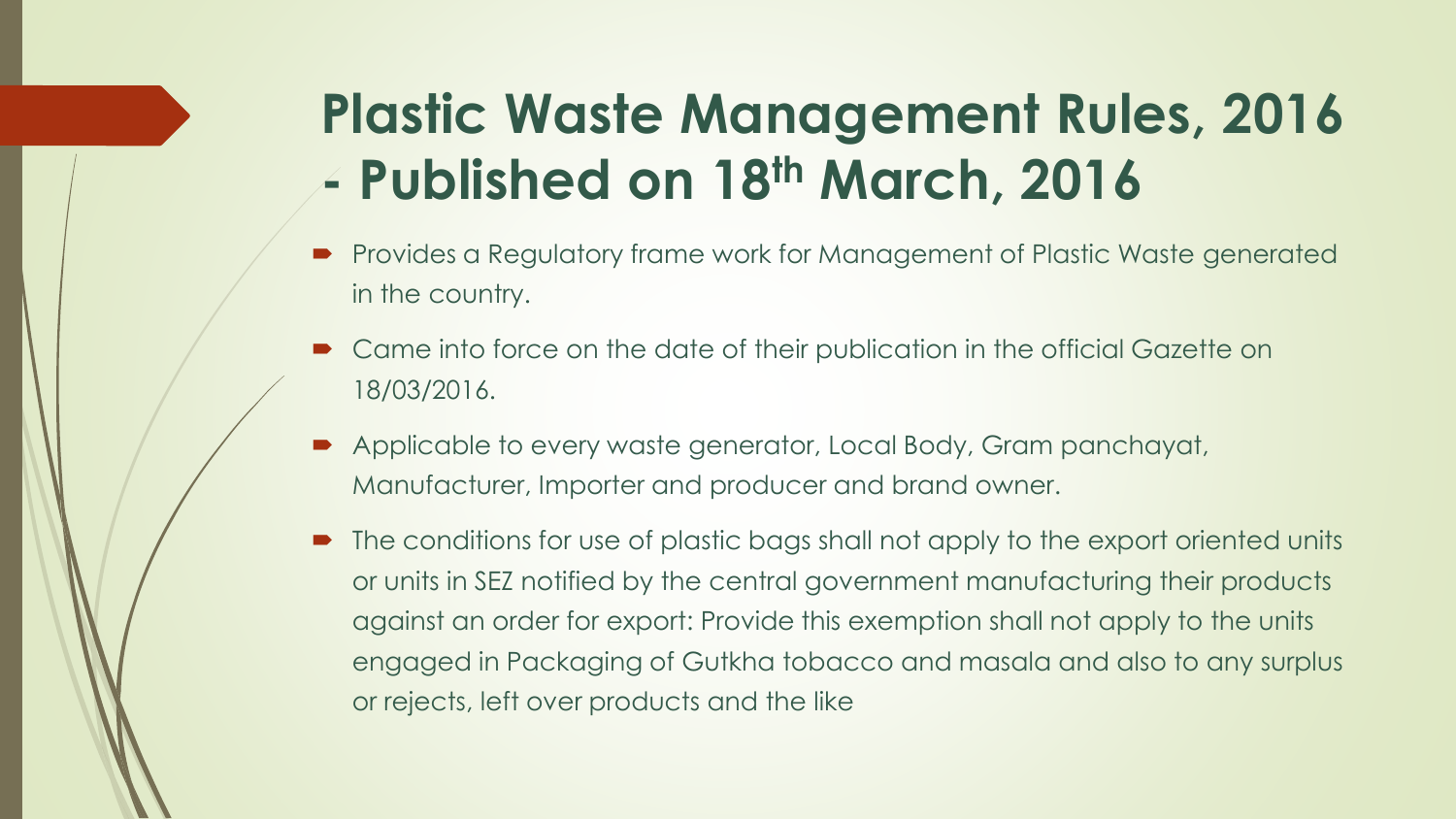# Plastic Waste Management Rules, 2016 - Published on 18th March, 2016

- Provides a Regulatory frame work for Management of Plastic Waste generated in the country.
- Came into force on the date of their publication in the official Gazette on 18/03/2016.
- Applicable to every waste generator, Local Body, Gram panchayat, Manufacturer, Importer and producer and brand owner.
- The conditions for use of plastic bags shall not apply to the export oriented units or units in SEZ notified by the central government manufacturing their products against an order for export: Provide this exemption shall not apply to the units engaged in Packaging of Gutkha tobacco and masala and also to any surplus or rejects, left over products and the like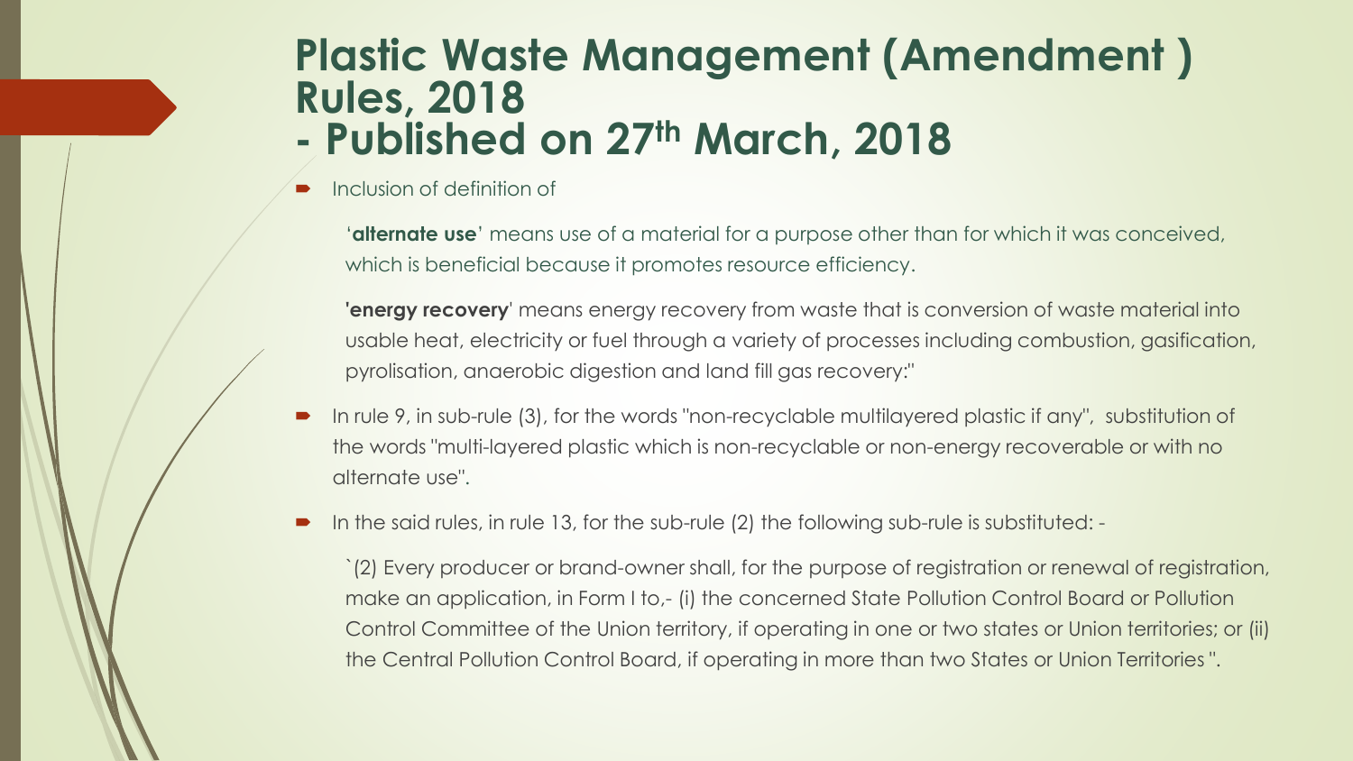# Plastic Waste Management (Amendment ) Rules, 2018 - Published on 27th March, 2018

- Inclusion of definition of

  '**alternate use**' means use of a material for a purpose other than for which it was conceived, which is beneficial because it promotes resource efficiency.

  **'energy recovery**' means energy recovery from waste that is conversion of waste material into usable heat, electricity or fuel through a variety of processes including combustion, gasification, pyrolisation, anaerobic digestion and land fill gas recovery:"

- In rule 9, in sub-rule (3), for the words "non-recyclable multilayered plastic if any", substitution of the words "multi-layered plastic which is non-recyclable or non-energy recoverable or with no alternate use".

- In the said rules, in rule 13, for the sub-rule (2) the following sub-rule is substituted: -

  `(2) Every producer or brand-owner shall, for the purpose of registration or renewal of registration, make an application, in Form I to,- (i) the concerned State Pollution Control Board or Pollution Control Committee of the Union territory, if operating in one or two states or Union territories; or (ii) the Central Pollution Control Board, if operating in more than two States or Union Territories ".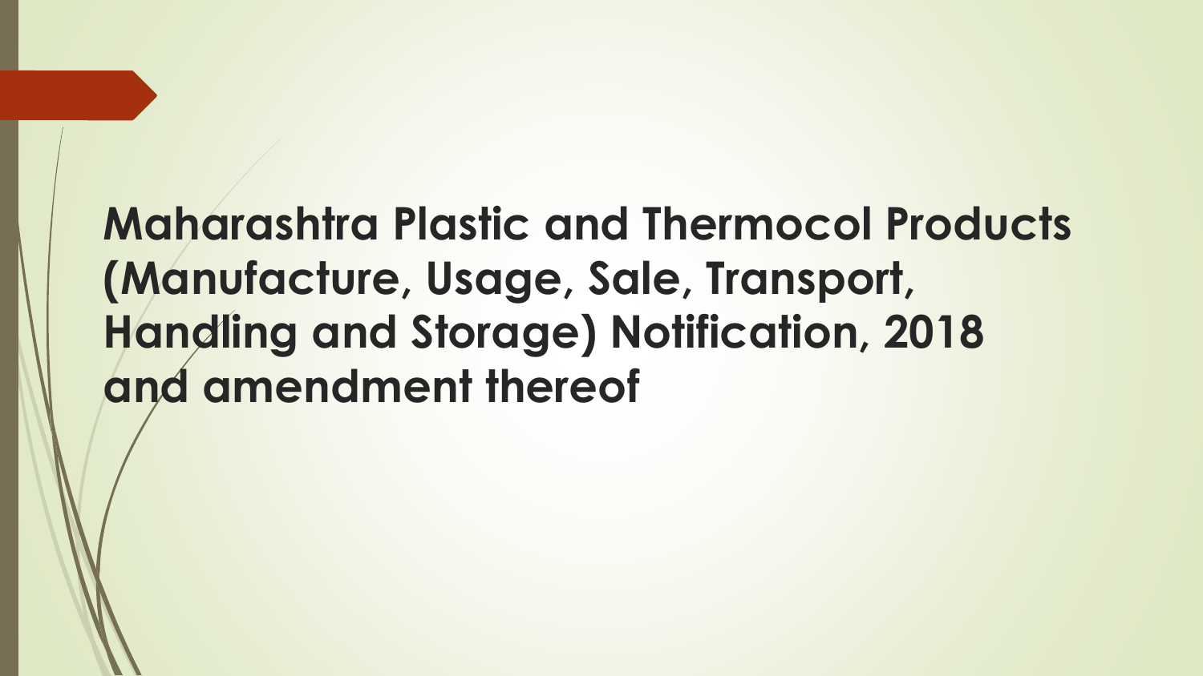# Maharashtra Plastic and Thermocol Products (Manufacture, Usage, Sale, Transport, Handling and Storage) Notification, 2018 and amendment thereof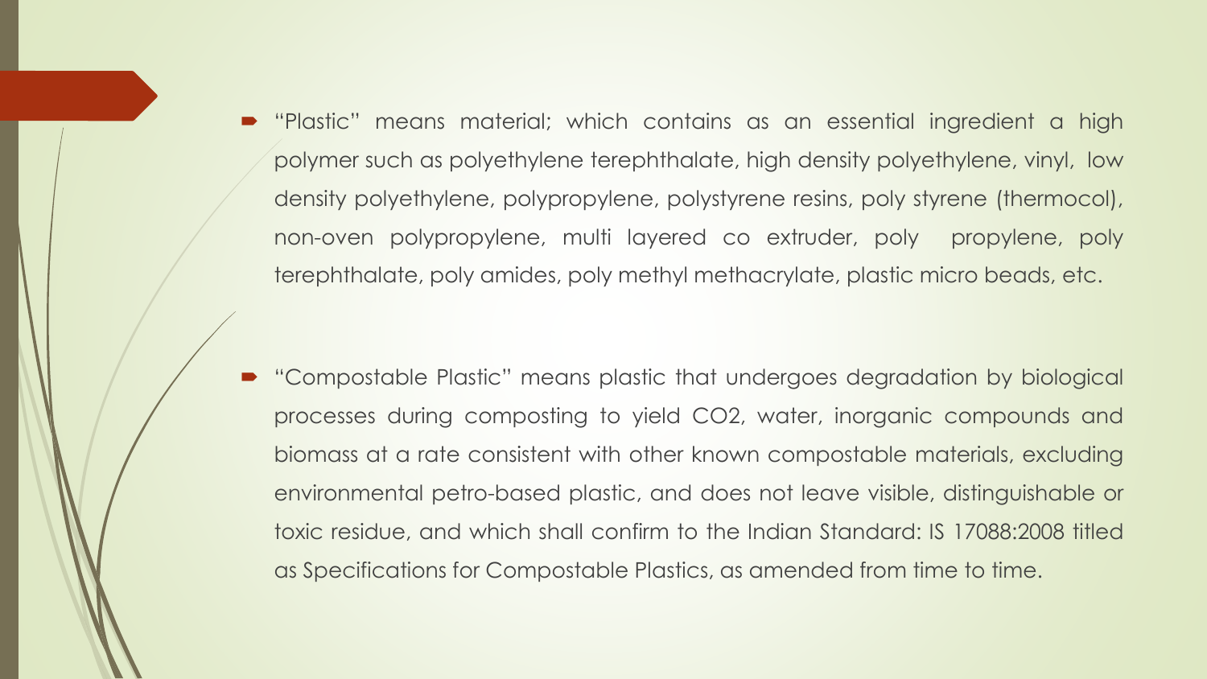- "Plastic" means material; which contains as an essential ingredient a high polymer such as polyethylene terephthalate, high density polyethylene, vinyl, low density polyethylene, polypropylene, polystyrene resins, poly styrene (thermocol), non-oven polypropylene, multi layered co extruder, poly propylene, poly terephthalate, poly amides, poly methyl methacrylate, plastic micro beads, etc.

- "Compostable Plastic" means plastic that undergoes degradation by biological processes during composting to yield $CO_2$, water, inorganic compounds and biomass at a rate consistent with other known compostable materials, excluding environmental petro-based plastic, and does not leave visible, distinguishable or toxic residue, and which shall confirm to the Indian Standard: IS 17088:2008 titled as Specifications for Compostable Plastics, as amended from time to time.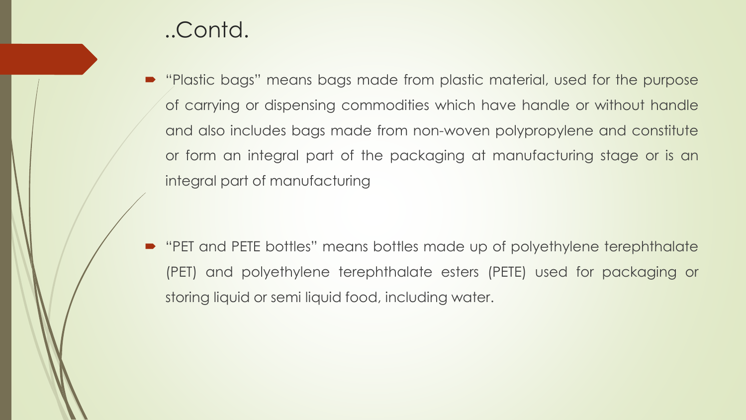# ..Contd.

- "Plastic bags" means bags made from plastic material, used for the purpose of carrying or dispensing commodities which have handle or without handle and also includes bags made from non-woven polypropylene and constitute or form an integral part of the packaging at manufacturing stage or is an integral part of manufacturing

- "PET and PETE bottles" means bottles made up of polyethylene terephthalate (PET) and polyethylene terephthalate esters (PETE) used for packaging or storing liquid or semi liquid food, including water.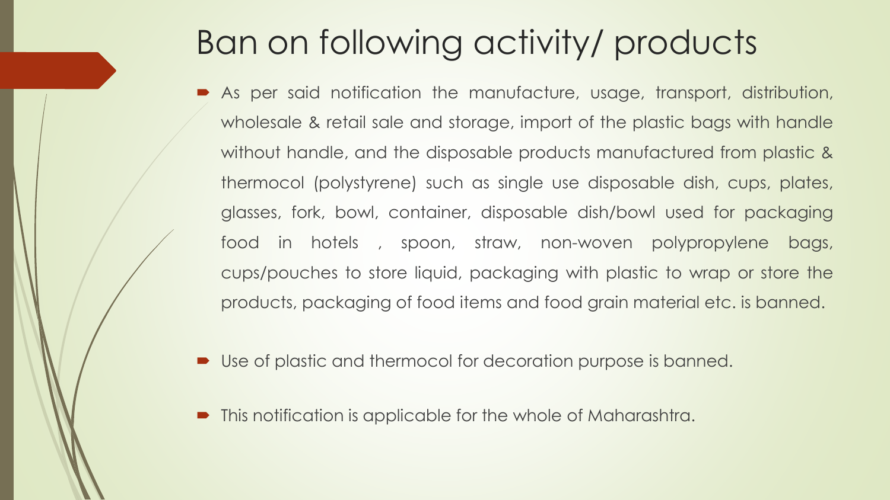# Ban on following activity/ products

- As per said notification the manufacture, usage, transport, distribution, wholesale & retail sale and storage, import of the plastic bags with handle without handle, and the disposable products manufactured from plastic & thermocol (polystyrene) such as single use disposable dish, cups, plates, glasses, fork, bowl, container, disposable dish/bowl used for packaging food in hotels , spoon, straw, non-woven polypropylene bags, cups/pouches to store liquid, packaging with plastic to wrap or store the products, packaging of food items and food grain material etc. is banned.

- Use of plastic and thermocol for decoration purpose is banned.

- This notification is applicable for the whole of Maharashtra.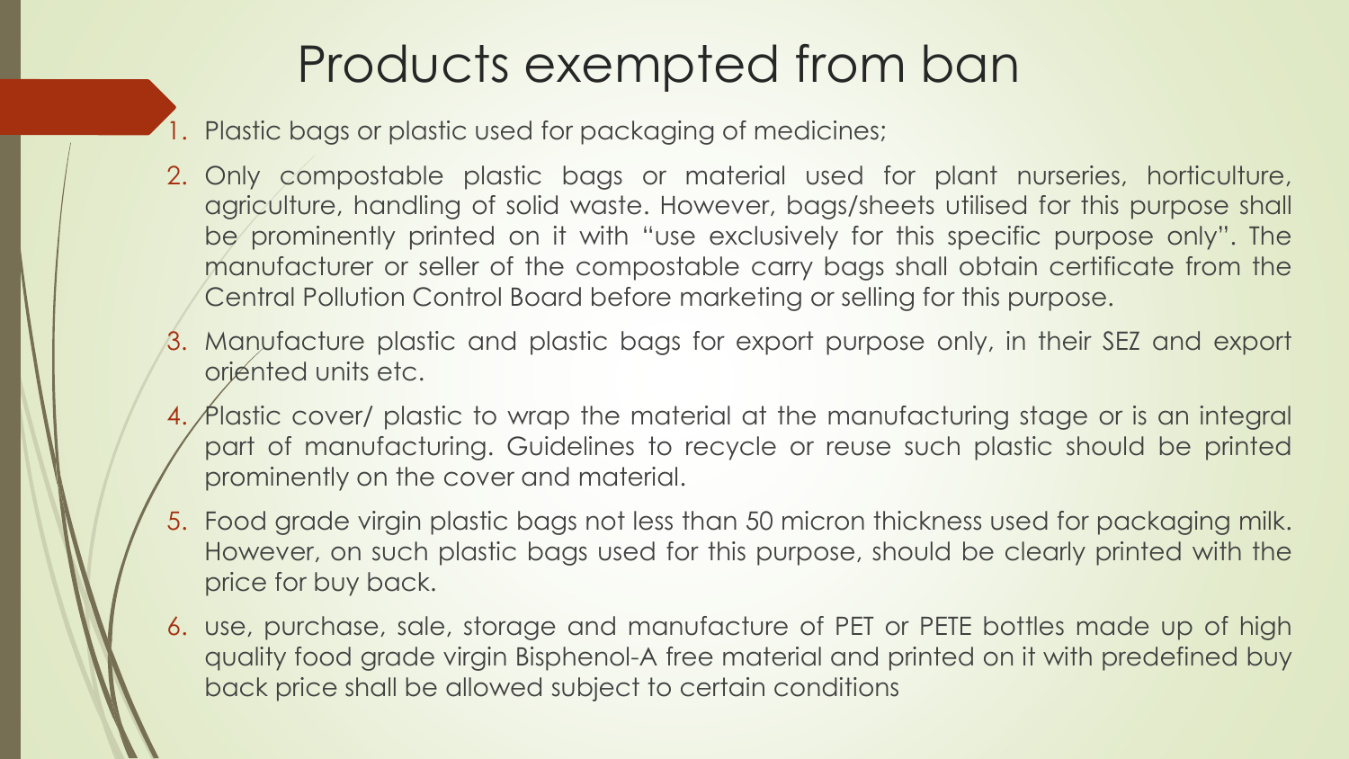# Products exempted from ban

1. Plastic bags or plastic used for packaging of medicines;
2. Only compostable plastic bags or material used for plant nurseries, horticulture, agriculture, handling of solid waste. However, bags/sheets utilised for this purpose shall be prominently printed on it with "use exclusively for this specific purpose only". The manufacturer or seller of the compostable carry bags shall obtain certificate from the Central Pollution Control Board before marketing or selling for this purpose.
3. Manufacture plastic and plastic bags for export purpose only, in their SEZ and export oriented units etc.
4. Plastic cover/ plastic to wrap the material at the manufacturing stage or is an integral part of manufacturing. Guidelines to recycle or reuse such plastic should be printed prominently on the cover and material.
5. Food grade virgin plastic bags not less than 50 micron thickness used for packaging milk. However, on such plastic bags used for this purpose, should be clearly printed with the price for buy back.
6. use, purchase, sale, storage and manufacture of PET or PETE bottles made up of high quality food grade virgin Bisphenol-A free material and printed on it with predefined buy back price shall be allowed subject to certain conditions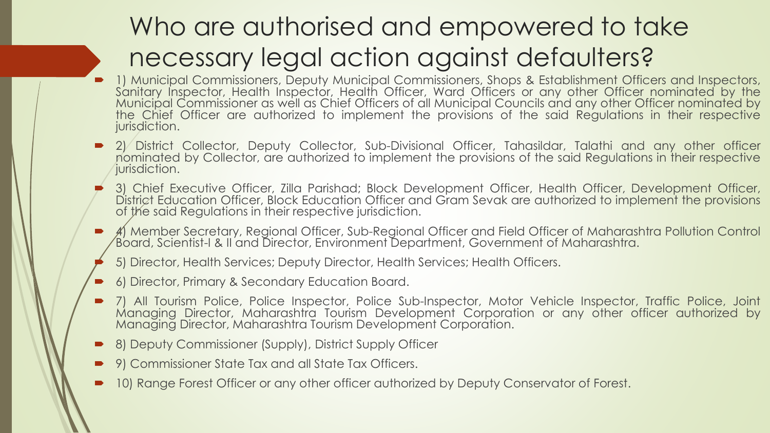# Who are authorised and empowered to take necessary legal action against defaulters?

- 1) Municipal Commissioners, Deputy Municipal Commissioners, Shops & Establishment Officers and Inspectors, Sanitary Inspector, Health Inspector, Health Officer, Ward Officers or any other Officer nominated by the Municipal Commissioner as well as Chief Officers of all Municipal Councils and any other Officer nominated by the Chief Officer are authorized to implement the provisions of the said Regulations in their respective jurisdiction.
- 2) District Collector, Deputy Collector, Sub-Divisional Officer, Tahasildar, Talathi and any other officer nominated by Collector, are authorized to implement the provisions of the said Regulations in their respective jurisdiction.
- 3) Chief Executive Officer, Zilla Parishad; Block Development Officer, Health Officer, Development Officer, District Education Officer, Block Education Officer and Gram Sevak are authorized to implement the provisions of the said Regulations in their respective jurisdiction.
- 4) Member Secretary, Regional Officer, Sub-Regional Officer and Field Officer of Maharashtra Pollution Control Board, Scientist-I & II and Director, Environment Department, Government of Maharashtra.
- 5) Director, Health Services; Deputy Director, Health Services; Health Officers.
- 6) Director, Primary & Secondary Education Board.
- 7) All Tourism Police, Police Inspector, Police Sub-Inspector, Motor Vehicle Inspector, Traffic Police, Joint Managing Director, Maharashtra Tourism Development Corporation or any other officer authorized by Managing Director, Maharashtra Tourism Development Corporation.
- 8) Deputy Commissioner (Supply), District Supply Officer
- 9) Commissioner State Tax and all State Tax Officers.
- 10) Range Forest Officer or any other officer authorized by Deputy Conservator of Forest.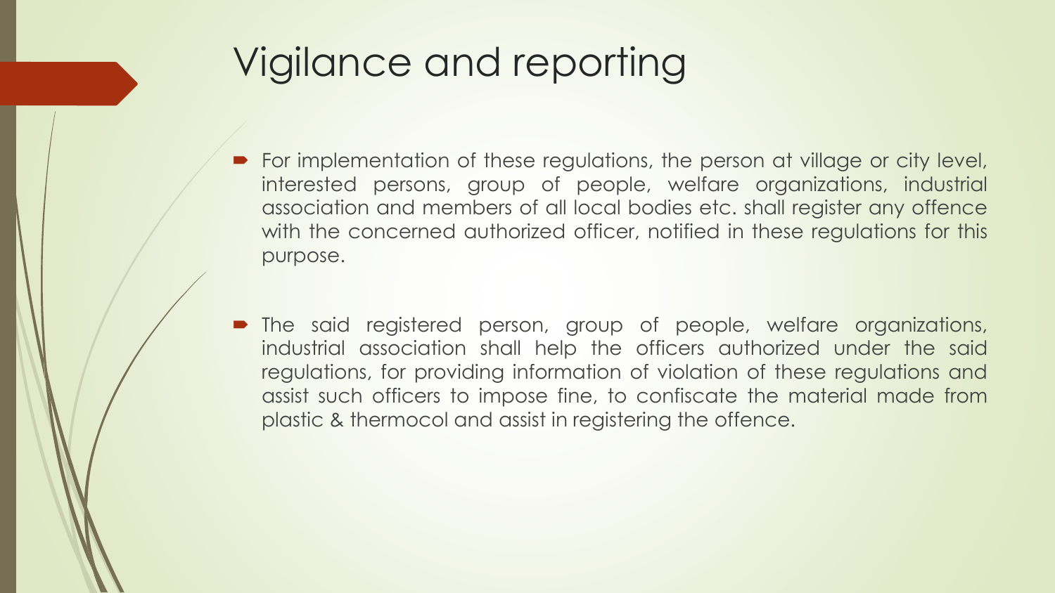# Vigilance and reporting

- For implementation of these regulations, the person at village or city level, interested persons, group of people, welfare organizations, industrial association and members of all local bodies etc. shall register any offence with the concerned authorized officer, notified in these regulations for this purpose.

- The said registered person, group of people, welfare organizations, industrial association shall help the officers authorized under the said regulations, for providing information of violation of these regulations and assist such officers to impose fine, to confiscate the material made from plastic & thermocol and assist in registering the offence.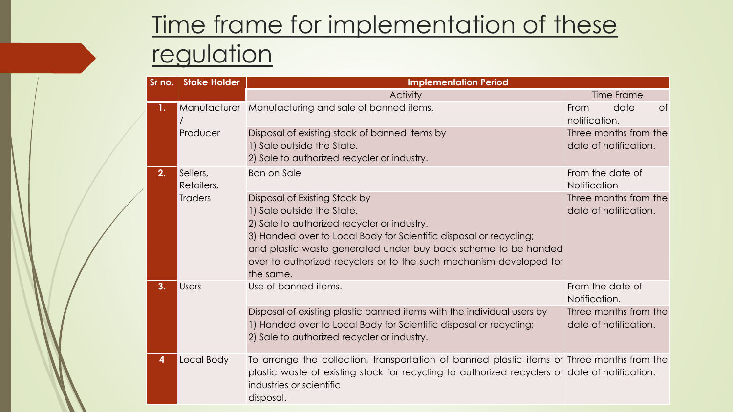# Time frame for implementation of these regulation

| Sr no. | Stake Holder | Implementation Period | |
|---|---|---|---|
| | | Activity | Time Frame |
| 1. | Manufacturer / Producer | Manufacturing and sale of banned items. | From date of notification. |
| | | Disposal of existing stock of banned items by<br>1) Sale outside the State.<br>2) Sale to authorized recycler or industry. | Three months from the date of notification. |
| 2. | Sellers, Retailers, Traders | Ban on Sale | From the date of Notification |
| | | Disposal of Existing Stock by<br>1) Sale outside the State.<br>2) Sale to authorized recycler or industry.<br>3) Handed over to Local Body for Scientific disposal or recycling; and plastic waste generated under buy back scheme to be handed over to authorized recyclers or to the such mechanism developed for the same. | Three months from the date of notification. |
| 3. | Users | Use of banned items. | From the date of Notification. |
| | | Disposal of existing plastic banned items with the individual users by<br>1) Handed over to Local Body for Scientific disposal or recycling;<br>2) Sale to authorized recycler or industry. | Three months from the date of notification. |
| 4 | Local Body | To arrange the collection, transportation of banned plastic items or plastic waste of existing stock for recycling to authorized recyclers or industries or scientific disposal. | Three months from the date of notification. |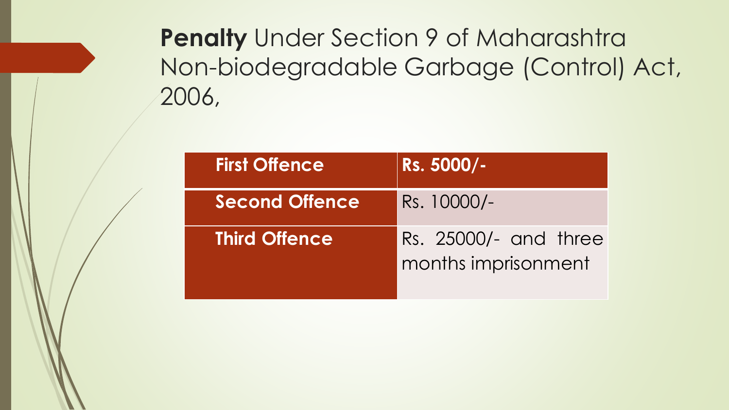## **Penalty** Under Section 9 of Maharashtra Non-biodegradable Garbage (Control) Act, 2006,

| First Offence | Rs. 5000/- |
|---|---|
| Second Offence | Rs. 10000/- |
| Third Offence | Rs. 25000/- and three months imprisonment |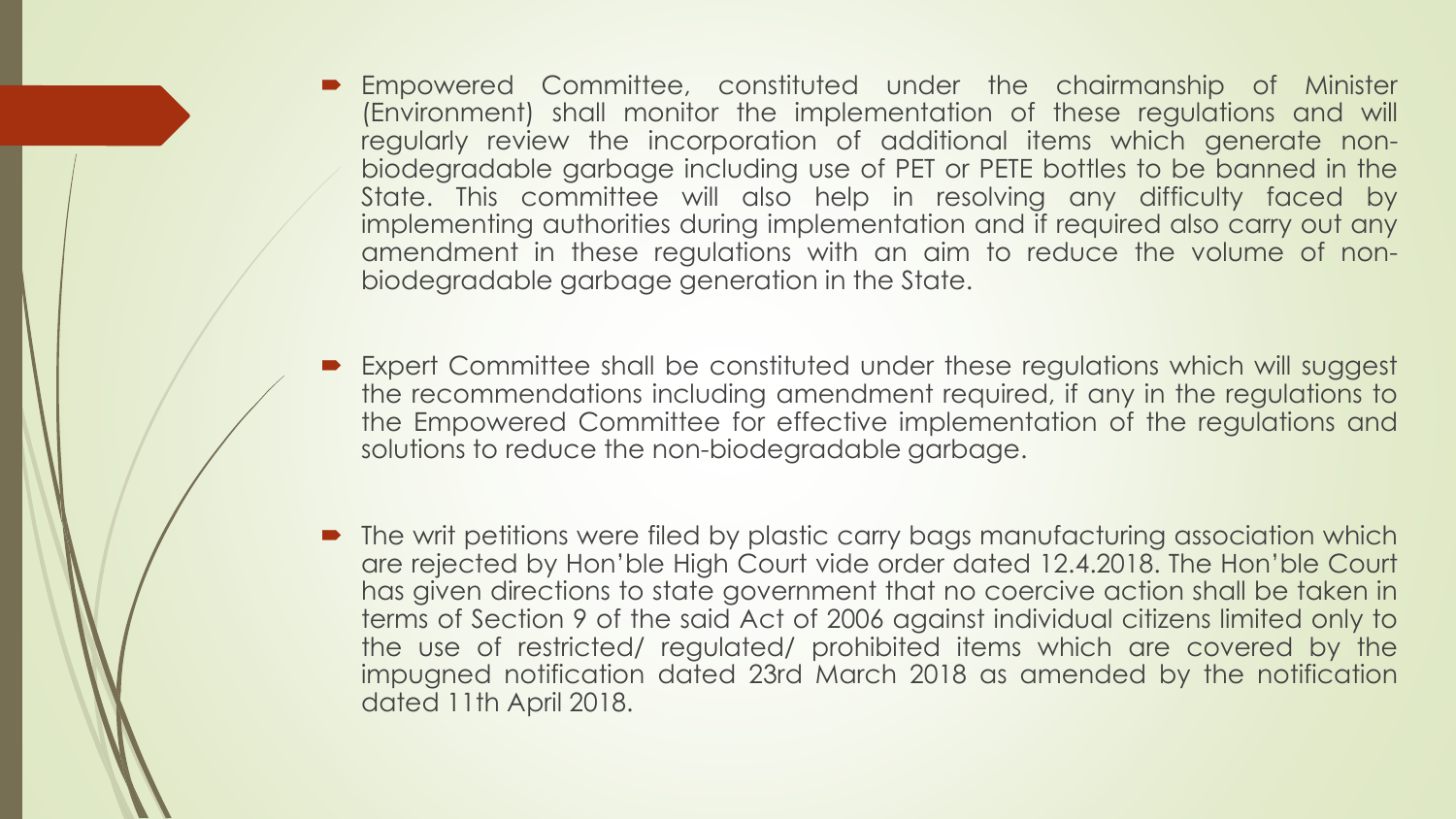- Empowered Committee, constituted under the chairmanship of Minister (Environment) shall monitor the implementation of these regulations and will regularly review the incorporation of additional items which generate non-biodegradable garbage including use of PET or PETE bottles to be banned in the State. This committee will also help in resolving any difficulty faced by implementing authorities during implementation and if required also carry out any amendment in these regulations with an aim to reduce the volume of non-biodegradable garbage generation in the State.

- Expert Committee shall be constituted under these regulations which will suggest the recommendations including amendment required, if any in the regulations to the Empowered Committee for effective implementation of the regulations and solutions to reduce the non-biodegradable garbage.

- The writ petitions were filed by plastic carry bags manufacturing association which are rejected by Hon'ble High Court vide order dated 12.4.2018. The Hon'ble Court has given directions to state government that no coercive action shall be taken in terms of Section 9 of the said Act of 2006 against individual citizens limited only to the use of restricted/ regulated/ prohibited items which are covered by the impugned notification dated 23rd March 2018 as amended by the notification dated 11th April 2018.